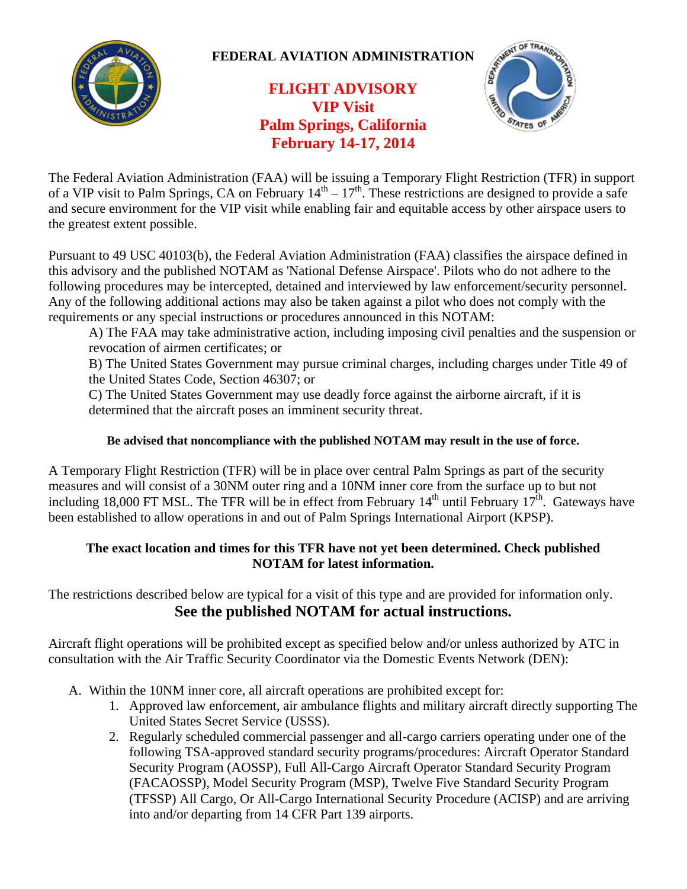**FEDERAL AVIATION ADMINISTRATION**

# FLIGHT ADVISORY
# VIP Visit
# Palm Springs, California
# February 14-17, 2014

The Federal Aviation Administration (FAA) will be issuing a Temporary Flight Restriction (TFR) in support of a VIP visit to Palm Springs, CA on February 14th – 17th. These restrictions are designed to provide a safe and secure environment for the VIP visit while enabling fair and equitable access by other airspace users to the greatest extent possible.

Pursuant to 49 USC 40103(b), the Federal Aviation Administration (FAA) classifies the airspace defined in this advisory and the published NOTAM as 'National Defense Airspace'. Pilots who do not adhere to the following procedures may be intercepted, detained and interviewed by law enforcement/security personnel. Any of the following additional actions may also be taken against a pilot who does not comply with the requirements or any special instructions or procedures announced in this NOTAM:

A) The FAA may take administrative action, including imposing civil penalties and the suspension or revocation of airmen certificates; or

B) The United States Government may pursue criminal charges, including charges under Title 49 of the United States Code, Section 46307; or

C) The United States Government may use deadly force against the airborne aircraft, if it is determined that the aircraft poses an imminent security threat.

**Be advised that noncompliance with the published NOTAM may result in the use of force.**

A Temporary Flight Restriction (TFR) will be in place over central Palm Springs as part of the security measures and will consist of a 30NM outer ring and a 10NM inner core from the surface up to but not including 18,000 FT MSL. The TFR will be in effect from February 14th until February 17th. Gateways have been established to allow operations in and out of Palm Springs International Airport (KPSP).

**The exact location and times for this TFR have not yet been determined. Check published NOTAM for latest information.**

The restrictions described below are typical for a visit of this type and are provided for information only.

**See the published NOTAM for actual instructions.**

Aircraft flight operations will be prohibited except as specified below and/or unless authorized by ATC in consultation with the Air Traffic Security Coordinator via the Domestic Events Network (DEN):

A. Within the 10NM inner core, all aircraft operations are prohibited except for:
   1. Approved law enforcement, air ambulance flights and military aircraft directly supporting The United States Secret Service (USSS).
   2. Regularly scheduled commercial passenger and all-cargo carriers operating under one of the following TSA-approved standard security programs/procedures: Aircraft Operator Standard Security Program (AOSSP), Full All-Cargo Aircraft Operator Standard Security Program (FACAOSSP), Model Security Program (MSP), Twelve Five Standard Security Program (TFSSP) All Cargo, Or All-Cargo International Security Procedure (ACISP) and are arriving into and/or departing from 14 CFR Part 139 airports.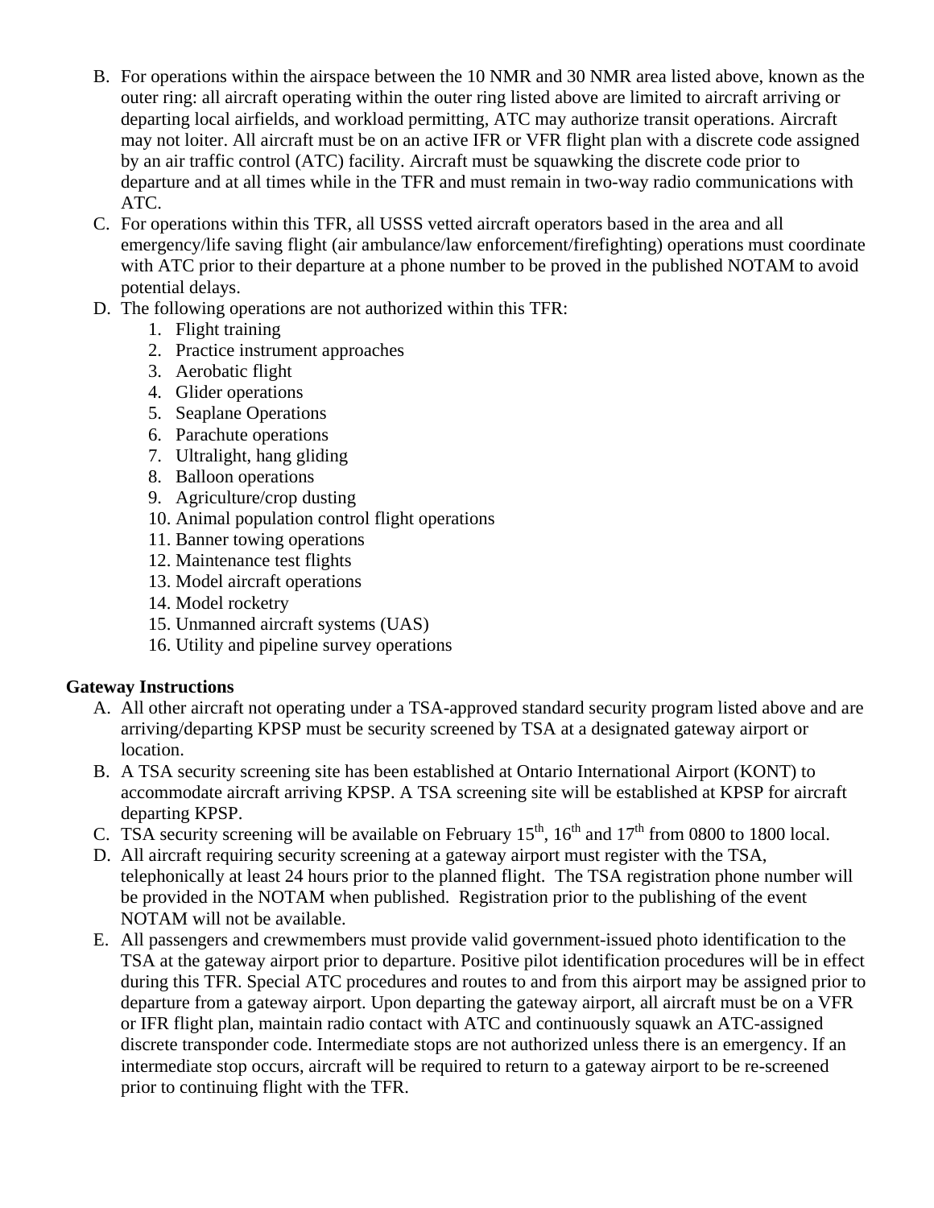B. For operations within the airspace between the 10 NMR and 30 NMR area listed above, known as the outer ring: all aircraft operating within the outer ring listed above are limited to aircraft arriving or departing local airfields, and workload permitting, ATC may authorize transit operations. Aircraft may not loiter. All aircraft must be on an active IFR or VFR flight plan with a discrete code assigned by an air traffic control (ATC) facility. Aircraft must be squawking the discrete code prior to departure and at all times while in the TFR and must remain in two-way radio communications with ATC.

C. For operations within this TFR, all USSS vetted aircraft operators based in the area and all emergency/life saving flight (air ambulance/law enforcement/firefighting) operations must coordinate with ATC prior to their departure at a phone number to be proved in the published NOTAM to avoid potential delays.

D. The following operations are not authorized within this TFR:
   1. Flight training
   2. Practice instrument approaches
   3. Aerobatic flight
   4. Glider operations
   5. Seaplane Operations
   6. Parachute operations
   7. Ultralight, hang gliding
   8. Balloon operations
   9. Agriculture/crop dusting
   10. Animal population control flight operations
   11. Banner towing operations
   12. Maintenance test flights
   13. Model aircraft operations
   14. Model rocketry
   15. Unmanned aircraft systems (UAS)
   16. Utility and pipeline survey operations

**Gateway Instructions**

A. All other aircraft not operating under a TSA-approved standard security program listed above and are arriving/departing KPSP must be security screened by TSA at a designated gateway airport or location.

B. A TSA security screening site has been established at Ontario International Airport (KONT) to accommodate aircraft arriving KPSP. A TSA screening site will be established at KPSP for aircraft departing KPSP.

C. TSA security screening will be available on February 15th, 16th and 17th from 0800 to 1800 local.

D. All aircraft requiring security screening at a gateway airport must register with the TSA, telephonically at least 24 hours prior to the planned flight. The TSA registration phone number will be provided in the NOTAM when published. Registration prior to the publishing of the event NOTAM will not be available.

E. All passengers and crewmembers must provide valid government-issued photo identification to the TSA at the gateway airport prior to departure. Positive pilot identification procedures will be in effect during this TFR. Special ATC procedures and routes to and from this airport may be assigned prior to departure from a gateway airport. Upon departing the gateway airport, all aircraft must be on a VFR or IFR flight plan, maintain radio contact with ATC and continuously squawk an ATC-assigned discrete transponder code. Intermediate stops are not authorized unless there is an emergency. If an intermediate stop occurs, aircraft will be required to return to a gateway airport to be re-screened prior to continuing flight with the TFR.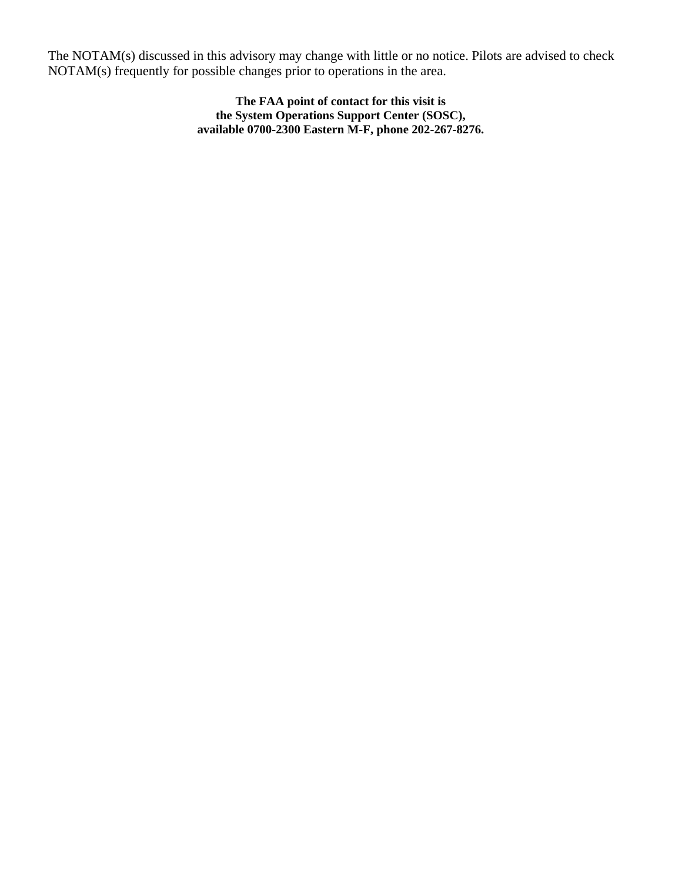The NOTAM(s) discussed in this advisory may change with little or no notice. Pilots are advised to check NOTAM(s) frequently for possible changes prior to operations in the area.

**The FAA point of contact for this visit is**
**the System Operations Support Center (SOSC),**
**available 0700-2300 Eastern M-F, phone 202-267-8276.**